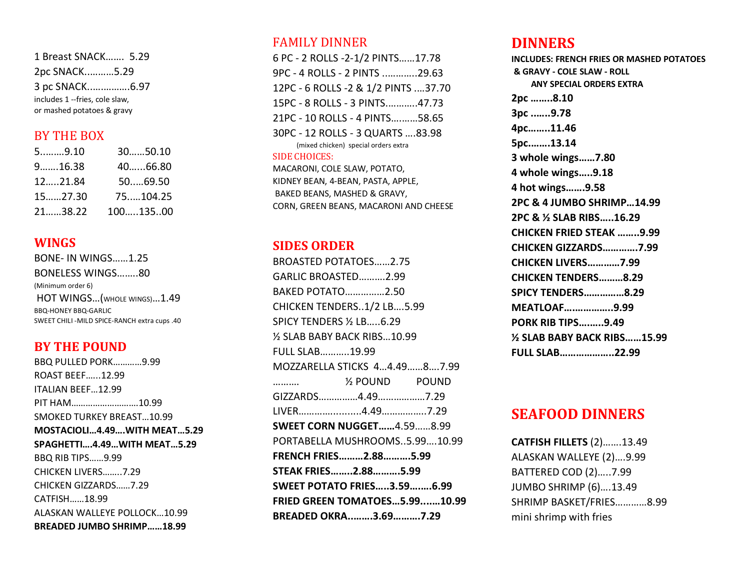1 Breast SNACK……. 5.29
2pc SNACK...………5.29
3 pc SNACK...………….6.97
includes 1 --fries, cole slaw,
or mashed potatoes & gravy

## BY THE BOX

| | |
|---|---|
| 5………9.10 | 30……50.10 |
| 9…….16.38 | 40…..66.80 |
| 12…..21.84 | 50…..69.50 |
| 15……27.30 | 75…..104.25 |
| 21……38.22 | 100…..135..00 |

## WINGS

BONE- IN WINGS……1.25
BONELESS WINGS……..80
(Minimum order 6)
HOT WINGS…(WHOLE WINGS)…1.49
BBQ-HONEY BBQ-GARLIC
SWEET CHILI -MILD SPICE-RANCH extra cups .40

## BY THE POUND

BBQ PULLED PORK…………9.99
ROAST BEEF…...12.99
ITALIAN BEEF…12.99
PIT HAM………………………10.99
SMOKED TURKEY BREAST…10.99
**MOSTACIOLI…4.49….WITH MEAT…5.29**
**SPAGHETTI….4.49…WITH MEAT…5.29**
BBQ RIB TIPS……9.99
CHICKEN LIVERS……..7.29
CHICKEN GIZZARDS……7.29
CATFISH……18.99
ALASKAN WALLEYE POLLOCK…10.99
**BREADED JUMBO SHRIMP……18.99**

## FAMILY DINNER

6 PC - 2 ROLLS -2-1/2 PINTS……17.78
9PC - 4 ROLLS - 2 PINTS …………..29.63
12PC - 6 ROLLS -2 & 1/2 PINTS ….37.70
15PC - 8 ROLLS - 3 PINTS…………47.73
21PC - 10 ROLLS - 4 PINTS……….58.65
30PC - 12 ROLLS - 3 QUARTS ….83.98
(mixed chicken) special orders extra

SIDE CHOICES:
MACARONI, COLE SLAW, POTATO,
KIDNEY BEAN, 4-BEAN, PASTA, APPLE,
BAKED BEANS, MASHED & GRAVY,
CORN, GREEN BEANS, MACARONI AND CHEESE

## SIDES ORDER

BROASTED POTATOES……2.75
GARLIC BROASTED……….2.99
BAKED POTATO……………2.50
CHICKEN TENDERS..1/2 LB….5.99
SPICY TENDERS ½ LB…..6.29
½ SLAB BABY BACK RIBS…10.99
FULL SLAB………..19.99
MOZZARELLA STICKS 4…4.49……8….7.99

| ………. | ½ POUND | POUND |
|---|---|---|
| GIZZARDS…………… | 4.49……………… | 7.29 |
| LIVER………….......... | 4.49……………. | 7.29 |
| **SWEET CORN NUGGET……** | 4.59…… | 8.99 |
| PORTABELLA MUSHROOMS.. | 5.99…. | 10.99 |
| **FRENCH FRIES………** | **2.88……….** | **5.99** |
| **STEAK FRIES……..** | **2.88……….** | **5.99** |
| **SWEET POTATO FRIES…..** | **3.59……..** | **6.99** |
| **FRIED GREEN TOMATOES…** | **5.99.…..** | **10.99** |
| **BREADED OKRA………** | **3.69……….** | **7.29** |

## DINNERS

**INCLUDES: FRENCH FRIES OR MASHED POTATOES & GRAVY - COLE SLAW - ROLL**
**ANY SPECIAL ORDERS EXTRA**

**2pc ……..8.10**
**3pc …….9.78**
**4pc……..11.46**
**5pc……..13.14**
**3 whole wings……7.80**
**4 whole wings…..9.18**
**4 hot wings…….9.58**
**2PC & 4 JUMBO SHRIMP…14.99**
**2PC & ½ SLAB RIBS…..16.29**
**CHICKEN FRIED STEAK ……..9.99**
**CHICKEN GIZZARDS………….7.99**
**CHICKEN LIVERS…………7.99**
**CHICKEN TENDERS………8.29**
**SPICY TENDERS……………8.29**
**MEATLOAF……………..9.99**
**PORK RIB TIPS……...9.49**
**½ SLAB BABY BACK RIBS……15.99**
**FULL SLAB………………..22.99**

## SEAFOOD DINNERS

**CATFISH FILLETS** (2)…….13.49
ALASKAN WALLEYE (2)….9.99
BATTERED COD (2)…..7.99
JUMBO SHRIMP (6)….13.49
SHRIMP BASKET/FRIES…………8.99
mini shrimp with fries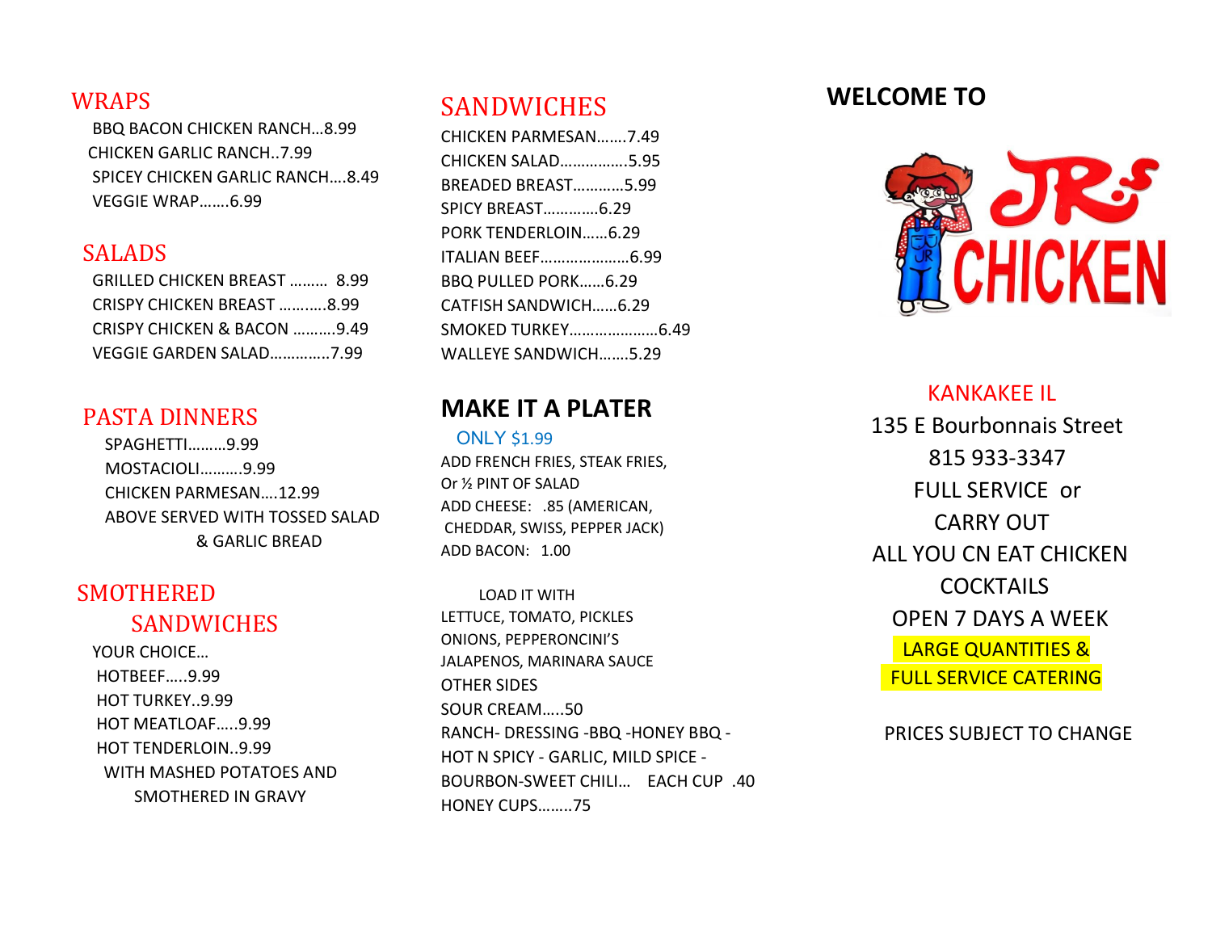## WRAPS

BBQ BACON CHICKEN RANCH…8.99
CHICKEN GARLIC RANCH..7.99
SPICEY CHICKEN GARLIC RANCH….8.49
VEGGIE WRAP…….6.99

## SALADS

GRILLED CHICKEN BREAST ……… 8.99
CRISPY CHICKEN BREAST ………..8.99
CRISPY CHICKEN & BACON ……….9.49
VEGGIE GARDEN SALAD…………..7.99

## PASTA DINNERS

SPAGHETTI………9.99
MOSTACIOLI……….9.99
CHICKEN PARMESAN….12.99
ABOVE SERVED WITH TOSSED SALAD & GARLIC BREAD

## SMOTHERED SANDWICHES

YOUR CHOICE…
HOTBEEF…..9.99
HOT TURKEY..9.99
HOT MEATLOAF…..9.99
HOT TENDERLOIN..9.99
WITH MASHED POTATOES AND SMOTHERED IN GRAVY

## SANDWICHES

CHICKEN PARMESAN…….7.49
CHICKEN SALAD…………….5.95
BREADED BREAST…………5.99
SPICY BREAST………….6.29
PORK TENDERLOIN……6.29
ITALIAN BEEF…………………6.99
BBQ PULLED PORK……6.29
CATFISH SANDWICH……6.29
SMOKED TURKEY…………………6.49
WALLEYE SANDWICH…….5.29

## MAKE IT A PLATER

ONLY $1.99
ADD FRENCH FRIES, STEAK FRIES, Or ½ PINT OF SALAD
ADD CHEESE: .85 (AMERICAN, CHEDDAR, SWISS, PEPPER JACK)
ADD BACON: 1.00

LOAD IT WITH
LETTUCE, TOMATO, PICKLES
ONIONS, PEPPERONCINI'S
JALAPENOS, MARINARA SAUCE
OTHER SIDES
SOUR CREAM…..50
RANCH- DRESSING -BBQ -HONEY BBQ -
HOT N SPICY - GARLIC, MILD SPICE -
BOURBON-SWEET CHILI… EACH CUP .40
HONEY CUPS……..75

## WELCOME TO

JR'S CHICKEN

KANKAKEE IL
135 E Bourbonnais Street
815 933-3347
FULL SERVICE or
CARRY OUT
ALL YOU CN EAT CHICKEN
COCKTAILS
OPEN 7 DAYS A WEEK
LARGE QUANTITIES &
FULL SERVICE CATERING

PRICES SUBJECT TO CHANGE